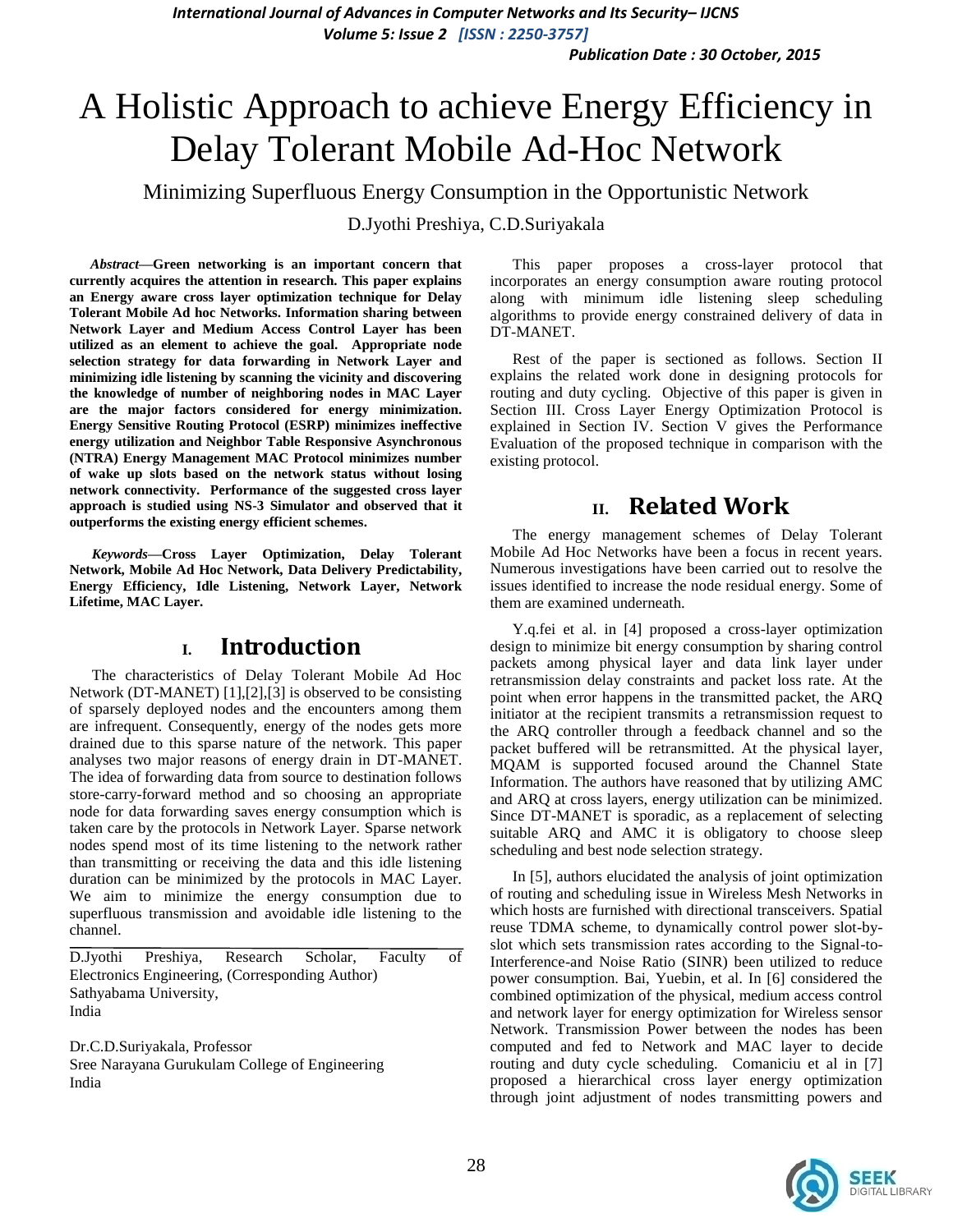# A Holistic Approach to achieve Energy Efficiency in Delay Tolerant Mobile Ad-Hoc Network

Minimizing Superfluous Energy Consumption in the Opportunistic Network

D.Jyothi Preshiya, C.D.Suriyakala

***Abstract*—Green networking is an important concern that currently acquires the attention in research. This paper explains an Energy aware cross layer optimization technique for Delay Tolerant Mobile Ad hoc Networks. Information sharing between Network Layer and Medium Access Control Layer has been utilized as an element to achieve the goal. Appropriate node selection strategy for data forwarding in Network Layer and minimizing idle listening by scanning the vicinity and discovering the knowledge of number of neighboring nodes in MAC Layer are the major factors considered for energy minimization. Energy Sensitive Routing Protocol (ESRP) minimizes ineffective energy utilization and Neighbor Table Responsive Asynchronous (NTRA) Energy Management MAC Protocol minimizes number of wake up slots based on the network status without losing network connectivity. Performance of the suggested cross layer approach is studied using NS-3 Simulator and observed that it outperforms the existing energy efficient schemes.**

***Keywords*—Cross Layer Optimization, Delay Tolerant Network, Mobile Ad Hoc Network, Data Delivery Predictability, Energy Efficiency, Idle Listening, Network Layer, Network Lifetime, MAC Layer.**

## I. Introduction

The characteristics of Delay Tolerant Mobile Ad Hoc Network (DT-MANET) [1],[2],[3] is observed to be consisting of sparsely deployed nodes and the encounters among them are infrequent. Consequently, energy of the nodes gets more drained due to this sparse nature of the network. This paper analyses two major reasons of energy drain in DT-MANET. The idea of forwarding data from source to destination follows store-carry-forward method and so choosing an appropriate node for data forwarding saves energy consumption which is taken care by the protocols in Network Layer. Sparse network nodes spend most of its time listening to the network rather than transmitting or receiving the data and this idle listening duration can be minimized by the protocols in MAC Layer. We aim to minimize the energy consumption due to superfluous transmission and avoidable idle listening to the channel.

D.Jyothi Preshiya, Research Scholar, Faculty of Electronics Engineering, (Corresponding Author)
Sathyabama University,
India

Dr.C.D.Suriyakala, Professor
Sree Narayana Gurukulam College of Engineering
India

This paper proposes a cross-layer protocol that incorporates an energy consumption aware routing protocol along with minimum idle listening sleep scheduling algorithms to provide energy constrained delivery of data in DT-MANET.

Rest of the paper is sectioned as follows. Section II explains the related work done in designing protocols for routing and duty cycling. Objective of this paper is given in Section III. Cross Layer Energy Optimization Protocol is explained in Section IV. Section V gives the Performance Evaluation of the proposed technique in comparison with the existing protocol.

## II. Related Work

The energy management schemes of Delay Tolerant Mobile Ad Hoc Networks have been a focus in recent years. Numerous investigations have been carried out to resolve the issues identified to increase the node residual energy. Some of them are examined underneath.

Y.q.fei et al. in [4] proposed a cross-layer optimization design to minimize bit energy consumption by sharing control packets among physical layer and data link layer under retransmission delay constraints and packet loss rate. At the point when error happens in the transmitted packet, the ARQ initiator at the recipient transmits a retransmission request to the ARQ controller through a feedback channel and so the packet buffered will be retransmitted. At the physical layer, MQAM is supported focused around the Channel State Information. The authors have reasoned that by utilizing AMC and ARQ at cross layers, energy utilization can be minimized. Since DT-MANET is sporadic, as a replacement of selecting suitable ARQ and AMC it is obligatory to choose sleep scheduling and best node selection strategy.

In [5], authors elucidated the analysis of joint optimization of routing and scheduling issue in Wireless Mesh Networks in which hosts are furnished with directional transceivers. Spatial reuse TDMA scheme, to dynamically control power slot-by-slot which sets transmission rates according to the Signal-to-Interference-and Noise Ratio (SINR) been utilized to reduce power consumption. Bai, Yuebin, et al. In [6] considered the combined optimization of the physical, medium access control and network layer for energy optimization for Wireless sensor Network. Transmission Power between the nodes has been computed and fed to Network and MAC layer to decide routing and duty cycle scheduling. Comaniciu et al in [7] proposed a hierarchical cross layer energy optimization through joint adjustment of nodes transmitting powers and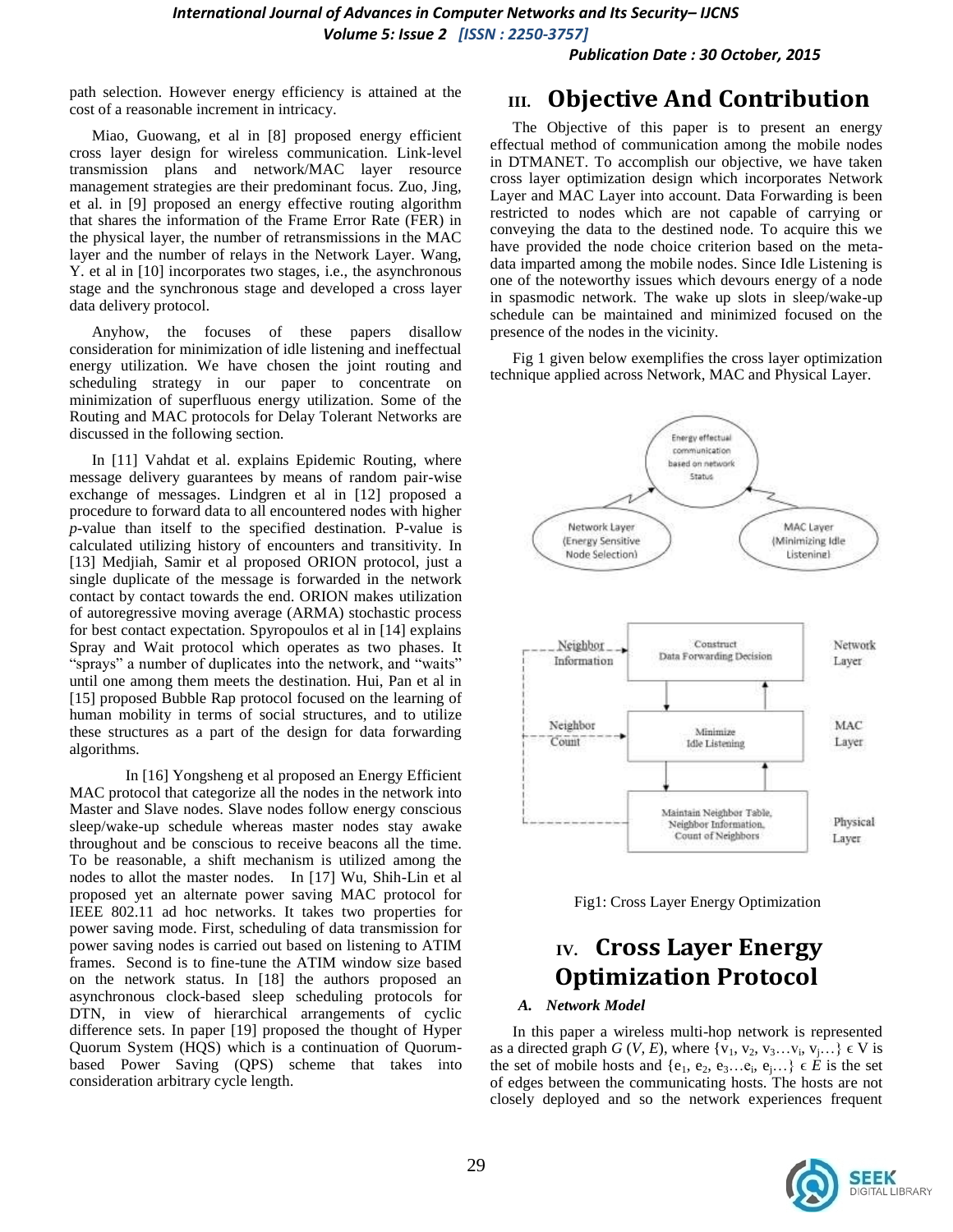path selection. However energy efficiency is attained at the cost of a reasonable increment in intricacy.

Miao, Guowang, et al in [8] proposed energy efficient cross layer design for wireless communication. Link-level transmission plans and network/MAC layer resource management strategies are their predominant focus. Zuo, Jing, et al. in [9] proposed an energy effective routing algorithm that shares the information of the Frame Error Rate (FER) in the physical layer, the number of retransmissions in the MAC layer and the number of relays in the Network Layer. Wang, Y. et al in [10] incorporates two stages, i.e., the asynchronous stage and the synchronous stage and developed a cross layer data delivery protocol.

Anyhow, the focuses of these papers disallow consideration for minimization of idle listening and ineffectual energy utilization. We have chosen the joint routing and scheduling strategy in our paper to concentrate on minimization of superfluous energy utilization. Some of the Routing and MAC protocols for Delay Tolerant Networks are discussed in the following section.

In [11] Vahdat et al. explains Epidemic Routing, where message delivery guarantees by means of random pair-wise exchange of messages. Lindgren et al in [12] proposed a procedure to forward data to all encountered nodes with higher *p*-value than itself to the specified destination. P-value is calculated utilizing history of encounters and transitivity. In [13] Medjiah, Samir et al proposed ORION protocol, just a single duplicate of the message is forwarded in the network contact by contact towards the end. ORION makes utilization of autoregressive moving average (ARMA) stochastic process for best contact expectation. Spyropoulos et al in [14] explains Spray and Wait protocol which operates as two phases. It "sprays" a number of duplicates into the network, and "waits" until one among them meets the destination. Hui, Pan et al in [15] proposed Bubble Rap protocol focused on the learning of human mobility in terms of social structures, and to utilize these structures as a part of the design for data forwarding algorithms.

In [16] Yongsheng et al proposed an Energy Efficient MAC protocol that categorize all the nodes in the network into Master and Slave nodes. Slave nodes follow energy conscious sleep/wake-up schedule whereas master nodes stay awake throughout and be conscious to receive beacons all the time. To be reasonable, a shift mechanism is utilized among the nodes to allot the master nodes. In [17] Wu, Shih-Lin et al proposed yet an alternate power saving MAC protocol for IEEE 802.11 ad hoc networks. It takes two properties for power saving mode. First, scheduling of data transmission for power saving nodes is carried out based on listening to ATIM frames. Second is to fine-tune the ATIM window size based on the network status. In [18] the authors proposed an asynchronous clock-based sleep scheduling protocols for DTN, in view of hierarchical arrangements of cyclic difference sets. In paper [19] proposed the thought of Hyper Quorum System (HQS) which is a continuation of Quorum-based Power Saving (QPS) scheme that takes into consideration arbitrary cycle length.

# III. Objective And Contribution

The Objective of this paper is to present an energy effectual method of communication among the mobile nodes in DTMANET. To accomplish our objective, we have taken cross layer optimization design which incorporates Network Layer and MAC Layer into account. Data Forwarding is been restricted to nodes which are not capable of carrying or conveying the data to the destined node. To acquire this we have provided the node choice criterion based on the meta-data imparted among the mobile nodes. Since Idle Listening is one of the noteworthy issues which devours energy of a node in spasmodic network. The wake up slots in sleep/wake-up schedule can be maintained and minimized focused on the presence of the nodes in the vicinity.

Fig 1 given below exemplifies the cross layer optimization technique applied across Network, MAC and Physical Layer.

Fig1: Cross Layer Energy Optimization

# IV. Cross Layer Energy Optimization Protocol

### *A. Network Model*

In this paper a wireless multi-hop network is represented as a directed graph $G(V, E)$, where $\{v_1, v_2, v_3 \ldots v_i, v_j \ldots\} \in V$ is the set of mobile hosts and $\{e_1, e_2, e_3 \ldots e_i, e_j \ldots\} \in E$ is the set of edges between the communicating hosts. The hosts are not closely deployed and so the network experiences frequent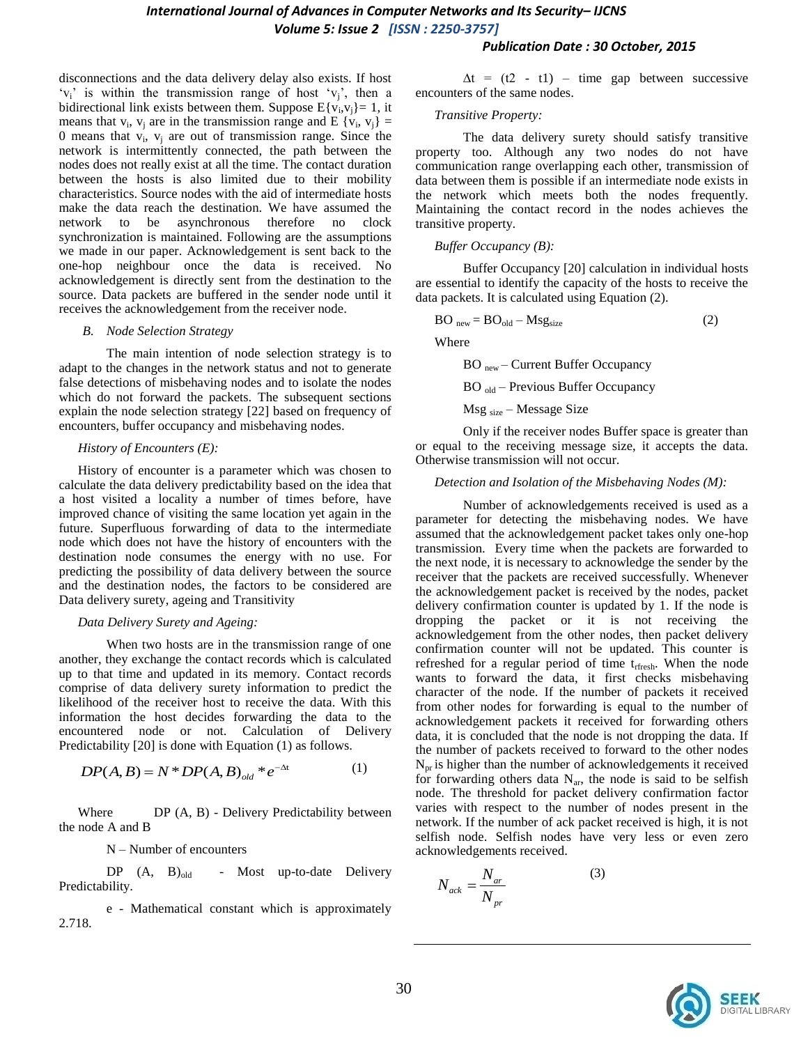disconnections and the data delivery delay also exists. If host '$v_i$' is within the transmission range of host '$v_j$', then a bidirectional link exists between them. Suppose $E\{v_i,v_j\}= 1$, it means that $v_i$, $v_j$ are in the transmission range and $E\{v_i, v_j\} = 0$ means that $v_i$, $v_j$ are out of transmission range. Since the network is intermittently connected, the path between the nodes does not really exist at all the time. The contact duration between the hosts is also limited due to their mobility characteristics. Source nodes with the aid of intermediate hosts make the data reach the destination. We have assumed the network to be asynchronous therefore no clock synchronization is maintained. Following are the assumptions we made in our paper. Acknowledgement is sent back to the one-hop neighbour once the data is received. No acknowledgement is directly sent from the destination to the source. Data packets are buffered in the sender node until it receives the acknowledgement from the receiver node.

### B. Node Selection Strategy

The main intention of node selection strategy is to adapt to the changes in the network status and not to generate false detections of misbehaving nodes and to isolate the nodes which do not forward the packets. The subsequent sections explain the node selection strategy [22] based on frequency of encounters, buffer occupancy and misbehaving nodes.

*History of Encounters (E):*

History of encounter is a parameter which was chosen to calculate the data delivery predictability based on the idea that a host visited a locality a number of times before, have improved chance of visiting the same location yet again in the future. Superfluous forwarding of data to the intermediate node which does not have the history of encounters with the destination node consumes the energy with no use. For predicting the possibility of data delivery between the source and the destination nodes, the factors to be considered are Data delivery surety, ageing and Transitivity

*Data Delivery Surety and Ageing:*

When two hosts are in the transmission range of one another, they exchange the contact records which is calculated up to that time and updated in its memory. Contact records comprise of data delivery surety information to predict the likelihood of the receiver host to receive the data. With this information the host decides forwarding the data to the encountered node or not. Calculation of Delivery Predictability [20] is done with Equation (1) as follows.

$$DP(A,B) = N * DP(A,B)_{old} * e^{-\Delta t} \qquad (1)$$

Where DP (A, B) - Delivery Predictability between the node A and B

N – Number of encounters

$DP(A, B)_{old}$ - Most up-to-date Delivery Predictability.

e - Mathematical constant which is approximately 2.718.

$\Delta t = (t2 - t1)$ – time gap between successive encounters of the same nodes.

*Transitive Property:*

The data delivery surety should satisfy transitive property too. Although any two nodes do not have communication range overlapping each other, transmission of data between them is possible if an intermediate node exists in the network which meets both the nodes frequently. Maintaining the contact record in the nodes achieves the transitive property.

*Buffer Occupancy (B):*

Buffer Occupancy [20] calculation in individual hosts are essential to identify the capacity of the hosts to receive the data packets. It is calculated using Equation (2).

$$BO_{new} = BO_{old} – Msg_{size} \qquad (2)$$

Where

$BO_{new}$ – Current Buffer Occupancy

$BO_{old}$ – Previous Buffer Occupancy

$Msg_{size}$ – Message Size

Only if the receiver nodes Buffer space is greater than or equal to the receiving message size, it accepts the data. Otherwise transmission will not occur.

*Detection and Isolation of the Misbehaving Nodes (M):*

Number of acknowledgements received is used as a parameter for detecting the misbehaving nodes. We have assumed that the acknowledgement packet takes only one-hop transmission. Every time when the packets are forwarded to the next node, it is necessary to acknowledge the sender by the receiver that the packets are received successfully. Whenever the acknowledgement packet is received by the nodes, packet delivery confirmation counter is updated by 1. If the node is dropping the packet or it is not receiving the acknowledgement from the other nodes, then packet delivery confirmation counter will not be updated. This counter is refreshed for a regular period of time $t_{rfresh}$. When the node wants to forward the data, it first checks misbehaving character of the node. If the number of packets it received from other nodes for forwarding is equal to the number of acknowledgement packets it received for forwarding others data, it is concluded that the node is not dropping the data. If the number of packets received to forward to the other nodes $N_{pr}$ is higher than the number of acknowledgements it received for forwarding others data $N_{ar}$, the node is said to be selfish node. The threshold for packet delivery confirmation factor varies with respect to the number of nodes present in the network. If the number of ack packet received is high, it is not selfish node. Selfish nodes have very less or even zero acknowledgements received.

$$N_{ack} = \frac{N_{ar}}{N_{pr}} \qquad (3)$$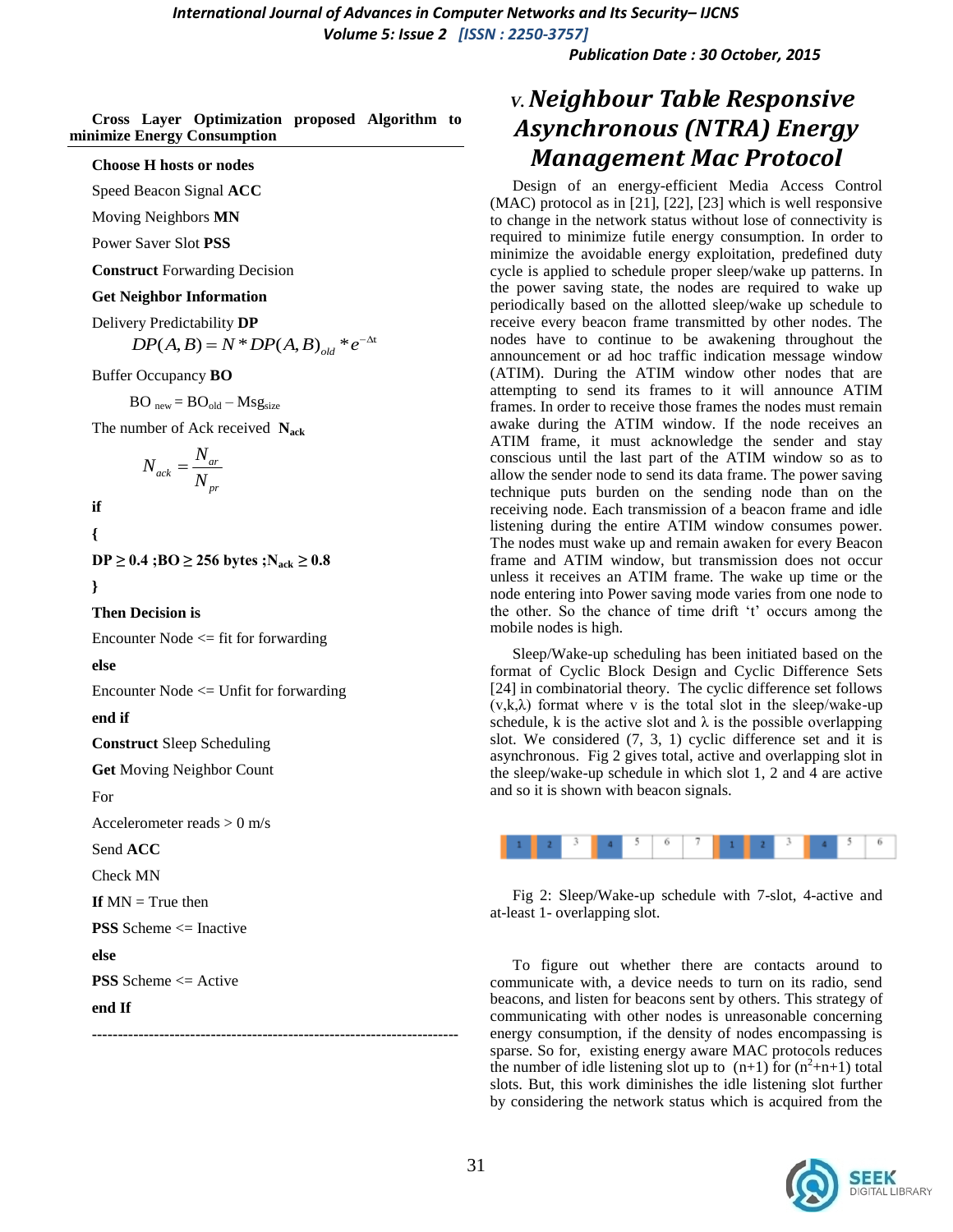**Cross Layer Optimization proposed Algorithm to minimize Energy Consumption**

---

**Choose H hosts or nodes**

Speed Beacon Signal **ACC**

Moving Neighbors **MN**

Power Saver Slot **PSS**

**Construct** Forwarding Decision

**Get Neighbor Information**

Delivery Predictability **DP**

$$DP(A,B) = N * DP(A,B)_{old} * e^{-\Delta t}$$

Buffer Occupancy **BO**

$$BO_{new} = BO_{old} - Msg_{size}$$

The number of Ack received $\mathbf{N_{ack}}$

$$N_{ack} = \frac{N_{ar}}{N_{pr}}$$

**if**

**{**

$\mathbf{DP \geq 0.4\ ;BO \geq 256\ bytes\ ;N_{ack} \geq 0.8}$

**}**

**Then Decision is**

Encounter Node <= fit for forwarding

**else**

Encounter Node <= Unfit for forwarding

**end if**

**Construct** Sleep Scheduling

**Get** Moving Neighbor Count

For

Accelerometer reads > 0 m/s

Send **ACC**

Check MN

**If** MN = True then

**PSS** Scheme <= Inactive

**else**

**PSS** Scheme <= Active

**end If**

---

# V. *Neighbour Table Responsive Asynchronous (NTRA) Energy Management Mac Protocol*

Design of an energy-efficient Media Access Control (MAC) protocol as in [21], [22], [23] which is well responsive to change in the network status without lose of connectivity is required to minimize futile energy consumption. In order to minimize the avoidable energy exploitation, predefined duty cycle is applied to schedule proper sleep/wake up patterns. In the power saving state, the nodes are required to wake up periodically based on the allotted sleep/wake up schedule to receive every beacon frame transmitted by other nodes. The nodes have to continue to be awakening throughout the announcement or ad hoc traffic indication message window (ATIM). During the ATIM window other nodes that are attempting to send its frames to it will announce ATIM frames. In order to receive those frames the nodes must remain awake during the ATIM window. If the node receives an ATIM frame, it must acknowledge the sender and stay conscious until the last part of the ATIM window so as to allow the sender node to send its data frame. The power saving technique puts burden on the sending node than on the receiving node. Each transmission of a beacon frame and idle listening during the entire ATIM window consumes power. The nodes must wake up and remain awaken for every Beacon frame and ATIM window, but transmission does not occur unless it receives an ATIM frame. The wake up time or the node entering into Power saving mode varies from one node to the other. So the chance of time drift 't' occurs among the mobile nodes is high.

Sleep/Wake-up scheduling has been initiated based on the format of Cyclic Block Design and Cyclic Difference Sets [24] in combinatorial theory. The cyclic difference set follows (v,k,λ) format where v is the total slot in the sleep/wake-up schedule, k is the active slot and λ is the possible overlapping slot. We considered (7, 3, 1) cyclic difference set and it is asynchronous. Fig 2 gives total, active and overlapping slot in the sleep/wake-up schedule in which slot 1, 2 and 4 are active and so it is shown with beacon signals.

| 1 | 2 | 3 | 4 | 5 | 6 | 7 | 1 | 2 | 3 | 4 | 5 | 6 |
|---|---|---|---|---|---|---|---|---|---|---|---|---|

Fig 2: Sleep/Wake-up schedule with 7-slot, 4-active and at-least 1- overlapping slot.

To figure out whether there are contacts around to communicate with, a device needs to turn on its radio, send beacons, and listen for beacons sent by others. This strategy of communicating with other nodes is unreasonable concerning energy consumption, if the density of nodes encompassing is sparse. So for, existing energy aware MAC protocols reduces the number of idle listening slot up to $(n+1)$ for $(n^2+n+1)$ total slots. But, this work diminishes the idle listening slot further by considering the network status which is acquired from the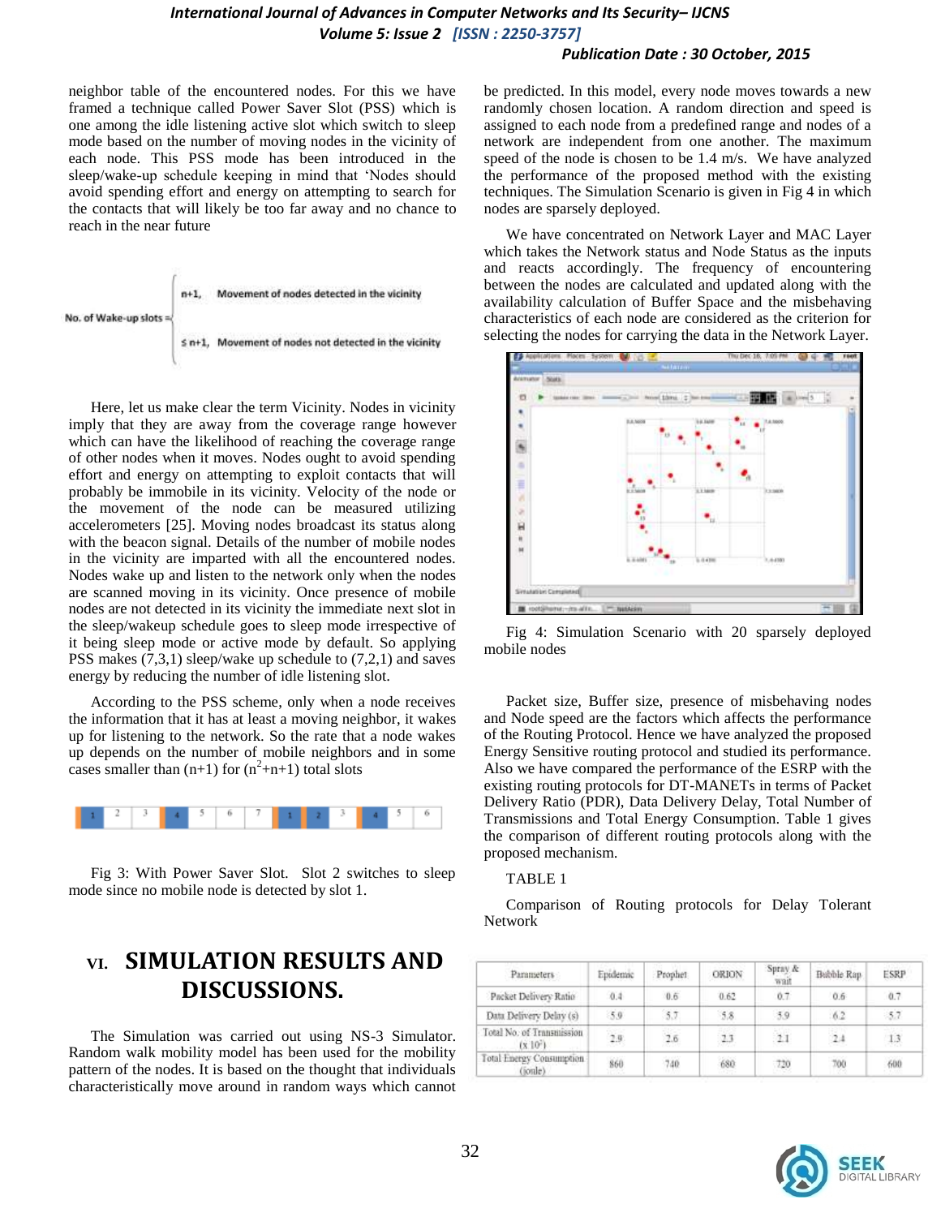neighbor table of the encountered nodes. For this we have framed a technique called Power Saver Slot (PSS) which is one among the idle listening active slot which switch to sleep mode based on the number of moving nodes in the vicinity of each node. This PSS mode has been introduced in the sleep/wake-up schedule keeping in mind that 'Nodes should avoid spending effort and energy on attempting to search for the contacts that will likely be too far away and no chance to reach in the near future

$$\text{No. of Wake-up slots} = \begin{cases} n+1, & \text{Movement of nodes detected in the vicinity} \\ \leq n+1, & \text{Movement of nodes not detected in the vicinity} \end{cases}$$

Here, let us make clear the term Vicinity. Nodes in vicinity imply that they are away from the coverage range however which can have the likelihood of reaching the coverage range of other nodes when it moves. Nodes ought to avoid spending effort and energy on attempting to exploit contacts that will probably be immobile in its vicinity. Velocity of the node or the movement of the node can be measured utilizing accelerometers [25]. Moving nodes broadcast its status along with the beacon signal. Details of the number of mobile nodes in the vicinity are imparted with all the encountered nodes. Nodes wake up and listen to the network only when the nodes are scanned moving in its vicinity. Once presence of mobile nodes are not detected in its vicinity the immediate next slot in the sleep/wakeup schedule goes to sleep mode irrespective of it being sleep mode or active mode by default. So applying PSS makes (7,3,1) sleep/wake up schedule to (7,2,1) and saves energy by reducing the number of idle listening slot.

According to the PSS scheme, only when a node receives the information that it has at least a moving neighbor, it wakes up for listening to the network. So the rate that a node wakes up depends on the number of mobile neighbors and in some cases smaller than $(n+1)$ for $(n^2+n+1)$ total slots

| 1 | 2 | 3 | 4 | 5 | 6 | 7 | 1 | 2 | 3 | 4 | 5 | 6 |
|---|---|---|---|---|---|---|---|---|---|---|---|---|

Fig 3: With Power Saver Slot. Slot 2 switches to sleep mode since no mobile node is detected by slot 1.

# VI. SIMULATION RESULTS AND DISCUSSIONS.

The Simulation was carried out using NS-3 Simulator. Random walk mobility model has been used for the mobility pattern of the nodes. It is based on the thought that individuals characteristically move around in random ways which cannot be predicted. In this model, every node moves towards a new randomly chosen location. A random direction and speed is assigned to each node from a predefined range and nodes of a network are independent from one another. The maximum speed of the node is chosen to be 1.4 m/s. We have analyzed the performance of the proposed method with the existing techniques. The Simulation Scenario is given in Fig 4 in which nodes are sparsely deployed.

We have concentrated on Network Layer and MAC Layer which takes the Network status and Node Status as the inputs and reacts accordingly. The frequency of encountering between the nodes are calculated and updated along with the availability calculation of Buffer Space and the misbehaving characteristics of each node are considered as the criterion for selecting the nodes for carrying the data in the Network Layer.

Fig 4: Simulation Scenario with 20 sparsely deployed mobile nodes

Packet size, Buffer size, presence of misbehaving nodes and Node speed are the factors which affects the performance of the Routing Protocol. Hence we have analyzed the proposed Energy Sensitive routing protocol and studied its performance. Also we have compared the performance of the ESRP with the existing routing protocols for DT-MANETs in terms of Packet Delivery Ratio (PDR), Data Delivery Delay, Total Number of Transmissions and Total Energy Consumption. Table 1 gives the comparison of different routing protocols along with the proposed mechanism.

TABLE 1

Comparison of Routing protocols for Delay Tolerant Network

| Parameters | Epidemic | Prophet | ORION | Spray & wait | Bubble Rap | ESRP |
|---|---|---|---|---|---|---|
| Packet Delivery Ratio | 0.4 | 0.6 | 0.62 | 0.7 | 0.6 | 0.7 |
| Data Delivery Delay (s) | 5.9 | 5.7 | 5.8 | 5.9 | 6.2 | 5.7 |
| Total No. of Transmission ($x\ 10^3$) | 2.9 | 2.6 | 2.3 | 2.1 | 2.4 | 1.3 |
| Total Energy Consumption (joule) | 860 | 740 | 680 | 720 | 700 | 600 |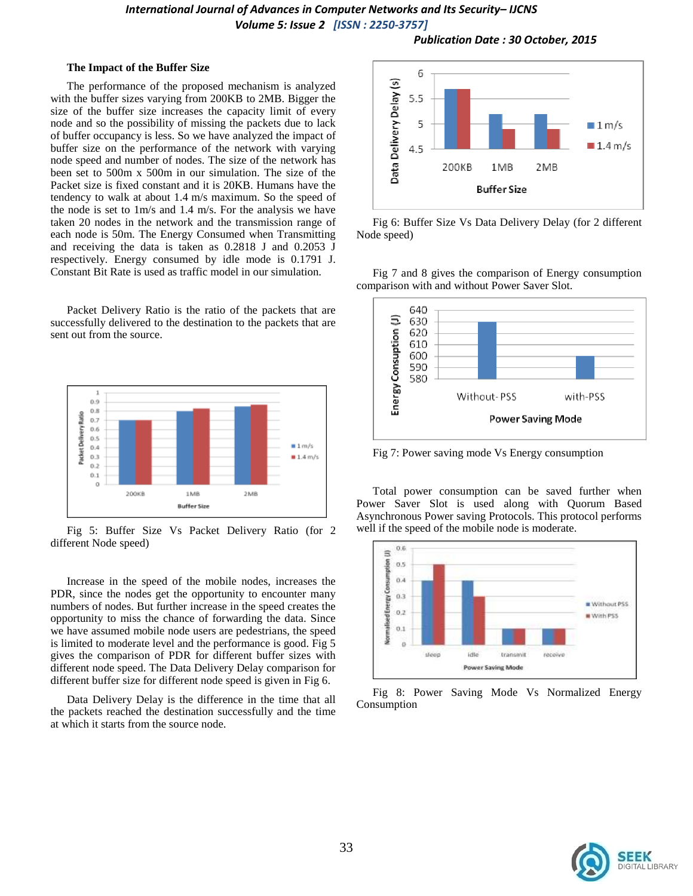### The Impact of the Buffer Size

The performance of the proposed mechanism is analyzed with the buffer sizes varying from 200KB to 2MB. Bigger the size of the buffer size increases the capacity limit of every node and so the possibility of missing the packets due to lack of buffer occupancy is less. So we have analyzed the impact of buffer size on the performance of the network with varying node speed and number of nodes. The size of the network has been set to 500m x 500m in our simulation. The size of the Packet size is fixed constant and it is 20KB. Humans have the tendency to walk at about 1.4 m/s maximum. So the speed of the node is set to 1m/s and 1.4 m/s. For the analysis we have taken 20 nodes in the network and the transmission range of each node is 50m. The Energy Consumed when Transmitting and receiving the data is taken as 0.2818 J and 0.2053 J respectively. Energy consumed by idle mode is 0.1791 J. Constant Bit Rate is used as traffic model in our simulation.

Packet Delivery Ratio is the ratio of the packets that are successfully delivered to the destination to the packets that are sent out from the source.

Fig 5: Buffer Size Vs Packet Delivery Ratio (for 2 different Node speed)

Increase in the speed of the mobile nodes, increases the PDR, since the nodes get the opportunity to encounter many numbers of nodes. But further increase in the speed creates the opportunity to miss the chance of forwarding the data. Since we have assumed mobile node users are pedestrians, the speed is limited to moderate level and the performance is good. Fig 5 gives the comparison of PDR for different buffer sizes with different node speed. The Data Delivery Delay comparison for different buffer size for different node speed is given in Fig 6.

Data Delivery Delay is the difference in the time that all the packets reached the destination successfully and the time at which it starts from the source node.

Fig 6: Buffer Size Vs Data Delivery Delay (for 2 different Node speed)

Fig 7 and 8 gives the comparison of Energy consumption comparison with and without Power Saver Slot.

Fig 7: Power saving mode Vs Energy consumption

Total power consumption can be saved further when Power Saver Slot is used along with Quorum Based Asynchronous Power saving Protocols. This protocol performs well if the speed of the mobile node is moderate.

Fig 8: Power Saving Mode Vs Normalized Energy Consumption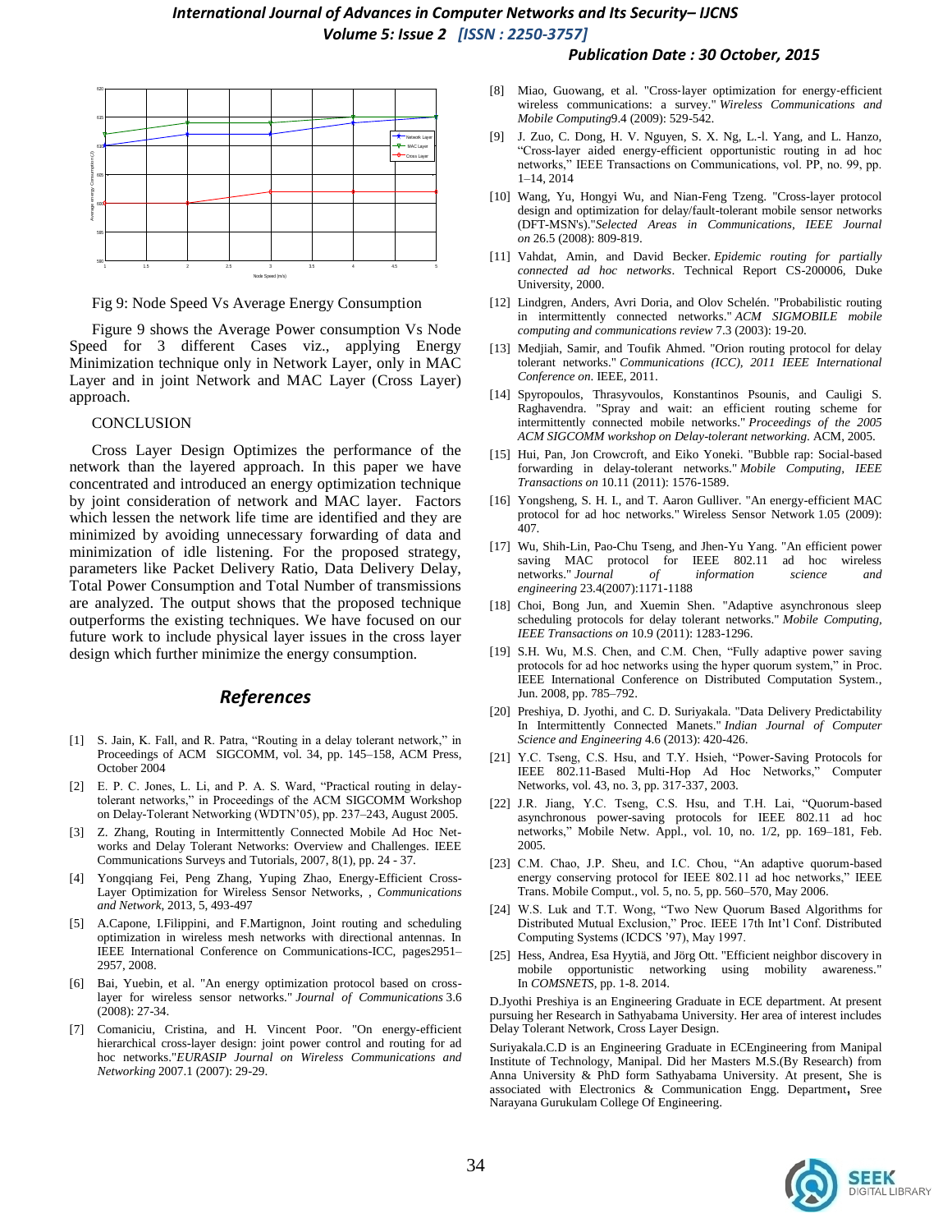620

615

610

605

600

595

590

1 1.5 2 2.5 3 3.5 4 4.5 5

Node Speed (m/s)

Average energy Consumption (J)

Network Layer

MAC Layer

Cross Layer

Fig 9: Node Speed Vs Average Energy Consumption

Figure 9 shows the Average Power consumption Vs Node Speed for 3 different Cases viz., applying Energy Minimization technique only in Network Layer, only in MAC Layer and in joint Network and MAC Layer (Cross Layer) approach.

## CONCLUSION

Cross Layer Design Optimizes the performance of the network than the layered approach. In this paper we have concentrated and introduced an energy optimization technique by joint consideration of network and MAC layer. Factors which lessen the network life time are identified and they are minimized by avoiding unnecessary forwarding of data and minimization of idle listening. For the proposed strategy, parameters like Packet Delivery Ratio, Data Delivery Delay, Total Power Consumption and Total Number of transmissions are analyzed. The output shows that the proposed technique outperforms the existing techniques. We have focused on our future work to include physical layer issues in the cross layer design which further minimize the energy consumption.

## *References*

[1] S. Jain, K. Fall, and R. Patra, "Routing in a delay tolerant network," in Proceedings of ACM SIGCOMM, vol. 34, pp. 145–158, ACM Press, October 2004

[2] E. P. C. Jones, L. Li, and P. A. S. Ward, "Practical routing in delay-tolerant networks," in Proceedings of the ACM SIGCOMM Workshop on Delay-Tolerant Networking (WDTN'05), pp. 237–243, August 2005.

[3] Z. Zhang, Routing in Intermittently Connected Mobile Ad Hoc Net-works and Delay Tolerant Networks: Overview and Challenges. IEEE Communications Surveys and Tutorials, 2007, 8(1), pp. 24 - 37.

[4] Yongqiang Fei, Peng Zhang, Yuping Zhao, Energy-Efficient Cross-Layer Optimization for Wireless Sensor Networks, , *Communications and Network*, 2013, 5, 493-497

[5] A.Capone, I.Filippini, and F.Martignon, Joint routing and scheduling optimization in wireless mesh networks with directional antennas. In IEEE International Conference on Communications-ICC, pages2951–2957, 2008.

[6] Bai, Yuebin, et al. "An energy optimization protocol based on cross-layer for wireless sensor networks." *Journal of Communications* 3.6 (2008): 27-34.

[7] Comaniciu, Cristina, and H. Vincent Poor. "On energy-efficient hierarchical cross-layer design: joint power control and routing for ad hoc networks."*EURASIP Journal on Wireless Communications and Networking* 2007.1 (2007): 29-29.

[8] Miao, Guowang, et al. "Cross-layer optimization for energy-efficient wireless communications: a survey." *Wireless Communications and Mobile Computing*9.4 (2009): 529-542.

[9] J. Zuo, C. Dong, H. V. Nguyen, S. X. Ng, L.-l. Yang, and L. Hanzo, "Cross-layer aided energy-efficient opportunistic routing in ad hoc networks," IEEE Transactions on Communications, vol. PP, no. 99, pp. 1–14, 2014

[10] Wang, Yu, Hongyi Wu, and Nian-Feng Tzeng. "Cross-layer protocol design and optimization for delay/fault-tolerant mobile sensor networks (DFT-MSN's)."*Selected Areas in Communications, IEEE Journal on* 26.5 (2008): 809-819.

[11] Vahdat, Amin, and David Becker. *Epidemic routing for partially connected ad hoc networks*. Technical Report CS-200006, Duke University, 2000.

[12] Lindgren, Anders, Avri Doria, and Olov Schelén. "Probabilistic routing in intermittently connected networks." *ACM SIGMOBILE mobile computing and communications review* 7.3 (2003): 19-20.

[13] Medjiah, Samir, and Toufik Ahmed. "Orion routing protocol for delay tolerant networks." *Communications (ICC), 2011 IEEE International Conference on*. IEEE, 2011.

[14] Spyropoulos, Thrasyvoulos, Konstantinos Psounis, and Cauligi S. Raghavendra. "Spray and wait: an efficient routing scheme for intermittently connected mobile networks." *Proceedings of the 2005 ACM SIGCOMM workshop on Delay-tolerant networking*. ACM, 2005.

[15] Hui, Pan, Jon Crowcroft, and Eiko Yoneki. "Bubble rap: Social-based forwarding in delay-tolerant networks." *Mobile Computing, IEEE Transactions on* 10.11 (2011): 1576-1589.

[16] Yongsheng, S. H. I., and T. Aaron Gulliver. "An energy-efficient MAC protocol for ad hoc networks." Wireless Sensor Network 1.05 (2009): 407.

[17] Wu, Shih-Lin, Pao-Chu Tseng, and Jhen-Yu Yang. "An efficient power saving MAC protocol for IEEE 802.11 ad hoc wireless networks." *Journal of information science and engineering* 23.4(2007):1171-1188

[18] Choi, Bong Jun, and Xuemin Shen. "Adaptive asynchronous sleep scheduling protocols for delay tolerant networks." *Mobile Computing, IEEE Transactions on* 10.9 (2011): 1283-1296.

[19] S.H. Wu, M.S. Chen, and C.M. Chen, "Fully adaptive power saving protocols for ad hoc networks using the hyper quorum system," in Proc. IEEE International Conference on Distributed Computation System., Jun. 2008, pp. 785–792.

[20] Preshiya, D. Jyothi, and C. D. Suriyakala. "Data Delivery Predictability In Intermittently Connected Manets." *Indian Journal of Computer Science and Engineering* 4.6 (2013): 420-426.

[21] Y.C. Tseng, C.S. Hsu, and T.Y. Hsieh, "Power-Saving Protocols for IEEE 802.11-Based Multi-Hop Ad Hoc Networks," Computer Networks, vol. 43, no. 3, pp. 317-337, 2003.

[22] J.R. Jiang, Y.C. Tseng, C.S. Hsu, and T.H. Lai, "Quorum-based asynchronous power-saving protocols for IEEE 802.11 ad hoc networks," Mobile Netw. Appl., vol. 10, no. 1/2, pp. 169–181, Feb. 2005.

[23] C.M. Chao, J.P. Sheu, and I.C. Chou, "An adaptive quorum-based energy conserving protocol for IEEE 802.11 ad hoc networks," IEEE Trans. Mobile Comput., vol. 5, no. 5, pp. 560–570, May 2006.

[24] W.S. Luk and T.T. Wong, "Two New Quorum Based Algorithms for Distributed Mutual Exclusion," Proc. IEEE 17th Int'l Conf. Distributed Computing Systems (ICDCS '97), May 1997.

[25] Hess, Andrea, Esa Hyytiä, and Jörg Ott. "Efficient neighbor discovery in mobile opportunistic networking using mobility awareness." In *COMSNETS*, pp. 1-8. 2014.

D.Jyothi Preshiya is an Engineering Graduate in ECE department. At present pursuing her Research in Sathyabama University. Her area of interest includes Delay Tolerant Network, Cross Layer Design.

Suriyakala.C.D is an Engineering Graduate in ECEngineering from Manipal Institute of Technology, Manipal. Did her Masters M.S.(By Research) from Anna University & PhD form Sathyabama University. At present, She is associated with Electronics & Communication Engg. Department, Sree Narayana Gurukulam College Of Engineering.